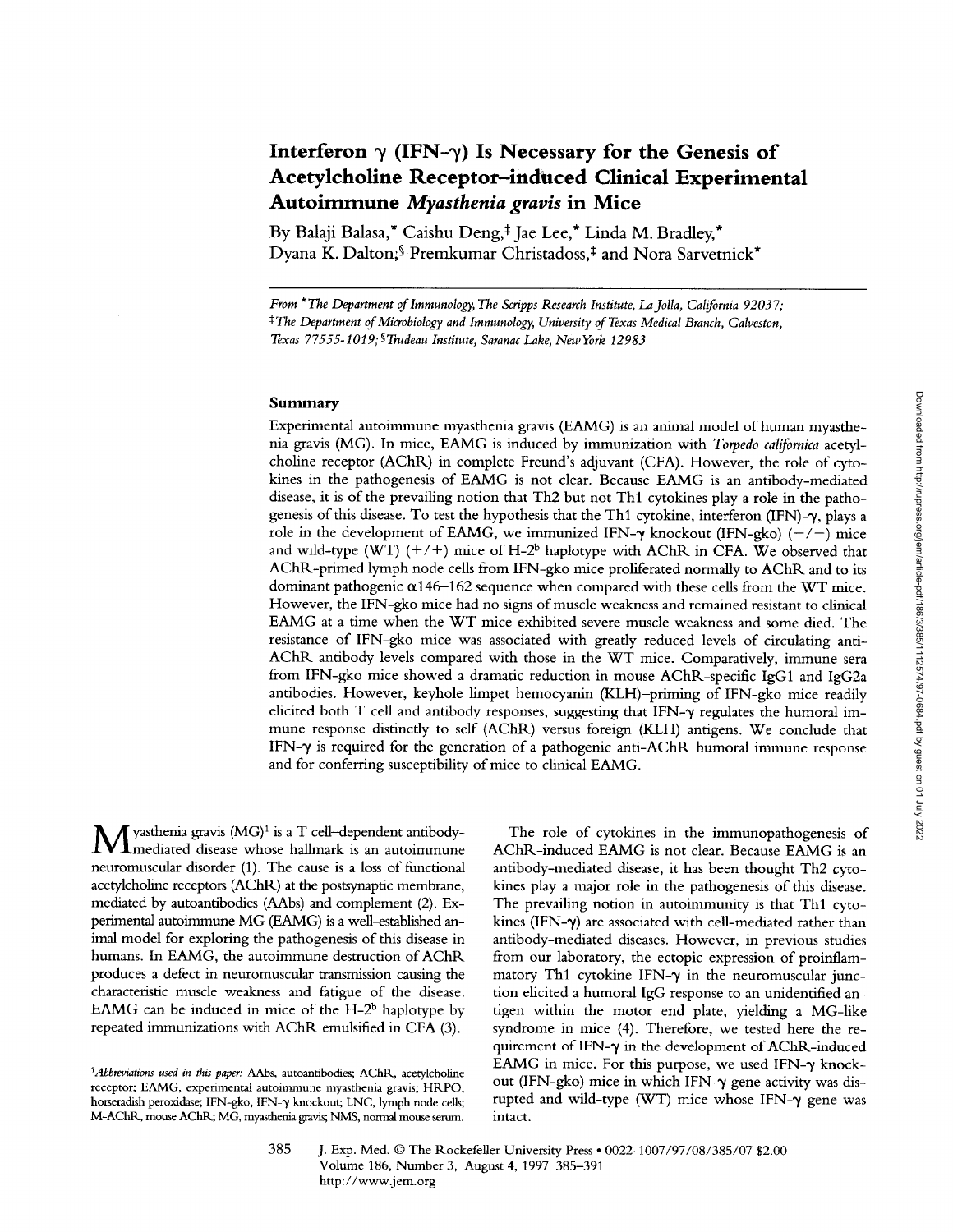# Interferon γ (IFN-γ) Is Necessary for the Genesis of Acetylcholine Receptor–induced Clinical Experimental Autoimmune *Myasthenia gravis* in Mice

By Balaji Balasa,* Caishu Deng,‡ Jae Lee,* Linda M. Bradley,* Dyana K. Dalton,§ Premkumar Christadoss,‡ and Nora Sarvetnick*

*From \*The Department of Immunology, The Scripps Research Institute, La Jolla, California 92037; ‡The Department of Microbiology and Immunology, University of Texas Medical Branch, Galveston, Texas 77555-1019; §Trudeau Institute, Saranac Lake, New York 12983*

## Summary

Experimental autoimmune myasthenia gravis (EAMG) is an animal model of human myasthenia gravis (MG). In mice, EAMG is induced by immunization with *Torpedo californica* acetylcholine receptor (AChR) in complete Freund's adjuvant (CFA). However, the role of cytokines in the pathogenesis of EAMG is not clear. Because EAMG is an antibody-mediated disease, it is of the prevailing notion that Th2 but not Th1 cytokines play a role in the pathogenesis of this disease. To test the hypothesis that the Th1 cytokine, interferon (IFN)-γ, plays a role in the development of EAMG, we immunized IFN-γ knockout (IFN-gko) (−/−) mice and wild-type (WT) (+/+) mice of H-2$^b$ haplotype with AChR in CFA. We observed that AChR-primed lymph node cells from IFN-gko mice proliferated normally to AChR and to its dominant pathogenic α146–162 sequence when compared with these cells from the WT mice. However, the IFN-gko mice had no signs of muscle weakness and remained resistant to clinical EAMG at a time when the WT mice exhibited severe muscle weakness and some died. The resistance of IFN-gko mice was associated with greatly reduced levels of circulating anti-AChR antibody levels compared with those in the WT mice. Comparatively, immune sera from IFN-gko mice showed a dramatic reduction in mouse AChR-specific IgG1 and IgG2a antibodies. However, keyhole limpet hemocyanin (KLH)–priming of IFN-gko mice readily elicited both T cell and antibody responses, suggesting that IFN-γ regulates the humoral immune response distinctly to self (AChR) versus foreign (KLH) antigens. We conclude that IFN-γ is required for the generation of a pathogenic anti-AChR humoral immune response and for conferring susceptibility of mice to clinical EAMG.

Myasthenia gravis (MG)[1] is a T cell–dependent antibody-mediated disease whose hallmark is an autoimmune neuromuscular disorder (1). The cause is a loss of functional acetylcholine receptors (AChR) at the postsynaptic membrane, mediated by autoantibodies (AAbs) and complement (2). Experimental autoimmune MG (EAMG) is a well-established animal model for exploring the pathogenesis of this disease in humans. In EAMG, the autoimmune destruction of AChR produces a defect in neuromuscular transmission causing the characteristic muscle weakness and fatigue of the disease. EAMG can be induced in mice of the H-2$^b$ haplotype by repeated immunizations with AChR emulsified in CFA (3).

The role of cytokines in the immunopathogenesis of AChR-induced EAMG is not clear. Because EAMG is an antibody-mediated disease, it has been thought Th2 cytokines play a major role in the pathogenesis of this disease. The prevailing notion in autoimmunity is that Th1 cytokines (IFN-γ) are associated with cell-mediated rather than antibody-mediated diseases. However, in previous studies from our laboratory, the ectopic expression of proinflammatory Th1 cytokine IFN-γ in the neuromuscular junction elicited a humoral IgG response to an unidentified antigen within the motor end plate, yielding a MG-like syndrome in mice (4). Therefore, we tested here the requirement of IFN-γ in the development of AChR-induced EAMG in mice. For this purpose, we used IFN-γ knockout (IFN-gko) mice in which IFN-γ gene activity was disrupted and wild-type (WT) mice whose IFN-γ gene was intact.

[1] *Abbreviations used in this paper:* AAbs, autoantibodies; AChR, acetylcholine receptor; EAMG, experimental autoimmune myasthenia gravis; HRPO, horseradish peroxidase; IFN-gko, IFN-γ knockout; LNC, lymph node cells; M-AChR, mouse AChR; MG, myasthenia gravis; NMS, normal mouse serum.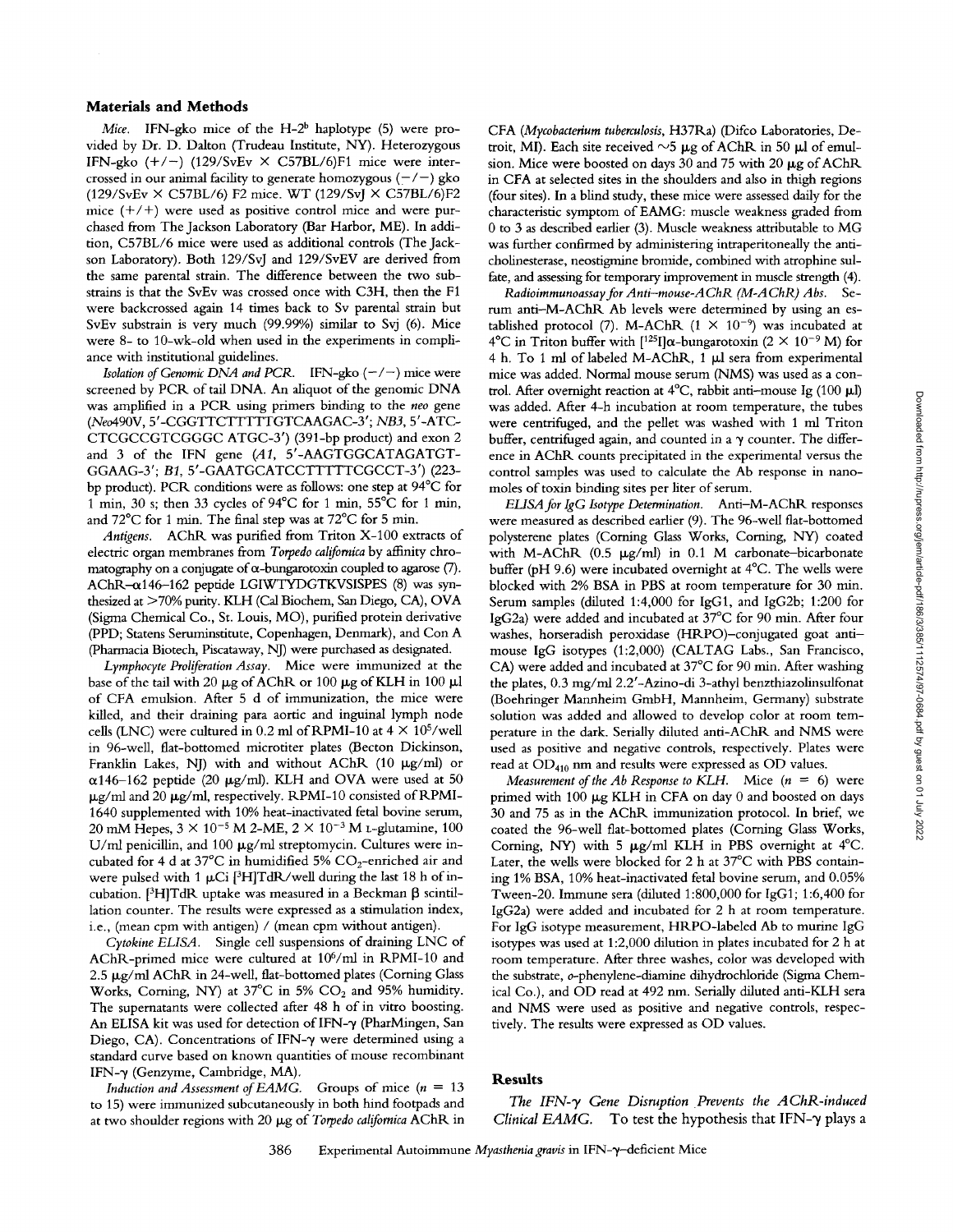## Materials and Methods

*Mice.* IFN-gko mice of the H-2[b] haplotype (5) were provided by Dr. D. Dalton (Trudeau Institute, NY). Heterozygous IFN-gko (+/−) (129/SvEv × C57BL/6)F1 mice were intercrossed in our animal facility to generate homozygous (−/−) gko (129/SvEv × C57BL/6) F2 mice. WT (129/SvJ × C57BL/6)F2 mice (+/+) were used as positive control mice and were purchased from The Jackson Laboratory (Bar Harbor, ME). In addition, C57BL/6 mice were used as additional controls (The Jackson Laboratory). Both 129/SvJ and 129/SvEV are derived from the same parental strain. The difference between the two substrains is that the SvEv was crossed once with C3H, then the F1 were backcrossed again 14 times back to Sv parental strain but SvEv substrain is very much (99.99%) similar to Svj (6). Mice were 8- to 10-wk-old when used in the experiments in compliance with institutional guidelines.

*Isolation of Genomic DNA and PCR.* IFN-gko (−/−) mice were screened by PCR of tail DNA. An aliquot of the genomic DNA was amplified in a PCR using primers binding to the *neo* gene (*Neo*490V, 5′-CGGTTCTTTTTGTCAAGAC-3′; *NB3*, 5′-ATC-CTCGCCGTCGGGC ATGC-3′) (391-bp product) and exon 2 and 3 of the IFN gene (*A1*, 5′-AAGTGGCATAGATGT-GGAAG-3′; *B1*, 5′-GAATGCATCCTTTTTCGCCT-3′) (223-bp product). PCR conditions were as follows: one step at 94°C for 1 min, 30 s; then 33 cycles of 94°C for 1 min, 55°C for 1 min, and 72°C for 1 min. The final step was at 72°C for 5 min.

*Antigens.* AChR was purified from Triton X-100 extracts of electric organ membranes from *Torpedo californica* by affinity chromatography on a conjugate of α-bungarotoxin coupled to agarose (7). AChR–α146–162 peptide LGIWTYDGTKVSISPES (8) was synthesized at >70% purity. KLH (Cal Biochem, San Diego, CA), OVA (Sigma Chemical Co., St. Louis, MO), purified protein derivative (PPD; Statens Seruminstitute, Copenhagen, Denmark), and Con A (Pharmacia Biotech, Piscataway, NJ) were purchased as designated.

*Lymphocyte Proliferation Assay.* Mice were immunized at the base of the tail with 20 μg of AChR or 100 μg of KLH in 100 μl of CFA emulsion. After 5 d of immunization, the mice were killed, and their draining para aortic and inguinal lymph node cells (LNC) were cultured in 0.2 ml of RPMI-10 at $4 \times 10^5$/well in 96-well, flat-bottomed microtiter plates (Becton Dickinson, Franklin Lakes, NJ) with and without AChR (10 μg/ml) or α146–162 peptide (20 μg/ml). KLH and OVA were used at 50 μg/ml and 20 μg/ml, respectively. RPMI-10 consisted of RPMI-1640 supplemented with 10% heat-inactivated fetal bovine serum, 20 mM Hepes, $3 \times 10^{-5}$ M 2-ME, $2 \times 10^{-3}$ M L-glutamine, 100 U/ml penicillin, and 100 μg/ml streptomycin. Cultures were incubated for 4 d at 37°C in humidified 5% $CO_2$-enriched air and were pulsed with 1 μCi [$^3$H]TdR/well during the last 18 h of incubation. [$^3$H]TdR uptake was measured in a Beckman β scintillation counter. The results were expressed as a stimulation index, i.e., (mean cpm with antigen) / (mean cpm without antigen).

*Cytokine ELISA.* Single cell suspensions of draining LNC of AChR-primed mice were cultured at $10^6$/ml in RPMI-10 and 2.5 μg/ml AChR in 24-well, flat-bottomed plates (Corning Glass Works, Corning, NY) at 37°C in 5% $CO_2$ and 95% humidity. The supernatants were collected after 48 h of in vitro boosting. An ELISA kit was used for detection of IFN-γ (PharMingen, San Diego, CA). Concentrations of IFN-γ were determined using a standard curve based on known quantities of mouse recombinant IFN-γ (Genzyme, Cambridge, MA).

*Induction and Assessment of EAMG.* Groups of mice ($n$ = 13 to 15) were immunized subcutaneously in both hind footpads and at two shoulder regions with 20 μg of *Torpedo californica* AChR in CFA (*Mycobacterium tuberculosis*, H37Ra) (Difco Laboratories, Detroit, MI). Each site received ~5 μg of AChR in 50 μl of emulsion. Mice were boosted on days 30 and 75 with 20 μg of AChR in CFA at selected sites in the shoulders and also in thigh regions (four sites). In a blind study, these mice were assessed daily for the characteristic symptom of EAMG: muscle weakness graded from 0 to 3 as described earlier (3). Muscle weakness attributable to MG was further confirmed by administering intraperitoneally the anticholinesterase, neostigmine bromide, combined with atrophine sulfate, and assessing for temporary improvement in muscle strength (4).

*Radioimmunoassay for Anti–mouse-AChR (M-AChR) Abs.* Serum anti–M-AChR Ab levels were determined by using an established protocol (7). M-AChR ($1 \times 10^{-9}$) was incubated at 4°C in Triton buffer with [$^{125}$I]α-bungarotoxin ($2 \times 10^{-9}$ M) for 4 h. To 1 ml of labeled M-AChR, 1 μl sera from experimental mice was added. Normal mouse serum (NMS) was used as a control. After overnight reaction at 4°C, rabbit anti–mouse Ig (100 μl) was added. After 4-h incubation at room temperature, the tubes were centrifuged, and the pellet was washed with 1 ml Triton buffer, centrifuged again, and counted in a γ counter. The difference in AChR counts precipitated in the experimental versus the control samples was used to calculate the Ab response in nanomoles of toxin binding sites per liter of serum.

*ELISA for IgG Isotype Determination.* Anti–M-AChR responses were measured as described earlier (9). The 96-well flat-bottomed polystyrene plates (Corning Glass Works, Corning, NY) coated with M-AChR (0.5 μg/ml) in 0.1 M carbonate–bicarbonate buffer (pH 9.6) were incubated overnight at 4°C. The wells were blocked with 2% BSA in PBS at room temperature for 30 min. Serum samples (diluted 1:4,000 for IgG1, and IgG2b; 1:200 for IgG2a) were added and incubated at 37°C for 90 min. After four washes, horseradish peroxidase (HRPO)–conjugated goat anti–mouse IgG isotypes (1:2,000) (CALTAG Labs., San Francisco, CA) were added and incubated at 37°C for 90 min. After washing the plates, 0.3 mg/ml 2.2′-Azino-di 3-athyl benzthiazolinsulfonat (Boehringer Mannheim GmbH, Mannheim, Germany) substrate solution was added and allowed to develop color at room temperature in the dark. Serially diluted anti-AChR and NMS were used as positive and negative controls, respectively. Plates were read at $OD_{410}$ nm and results were expressed as OD values.

*Measurement of the Ab Response to KLH.* Mice ($n$ = 6) were primed with 100 μg KLH in CFA on day 0 and boosted on days 30 and 75 as in the AChR immunization protocol. In brief, we coated the 96-well flat-bottomed plates (Corning Glass Works, Corning, NY) with 5 μg/ml KLH in PBS overnight at 4°C. Later, the wells were blocked for 2 h at 37°C with PBS containing 1% BSA, 10% heat-inactivated fetal bovine serum, and 0.05% Tween-20. Immune sera (diluted 1:800,000 for IgG1; 1:6,400 for IgG2a) were added and incubated for 2 h at room temperature. For IgG isotype measurement, HRPO-labeled Ab to murine IgG isotypes was used at 1:2,000 dilution in plates incubated for 2 h at room temperature. After three washes, color was developed with the substrate, *o*-phenylene-diamine dihydrochloride (Sigma Chemical Co.), and OD read at 492 nm. Serially diluted anti-KLH sera and NMS were used as positive and negative controls, respectively. The results were expressed as OD values.

## Results

*The IFN-γ Gene Disruption Prevents the AChR-induced Clinical EAMG.* To test the hypothesis that IFN-γ plays a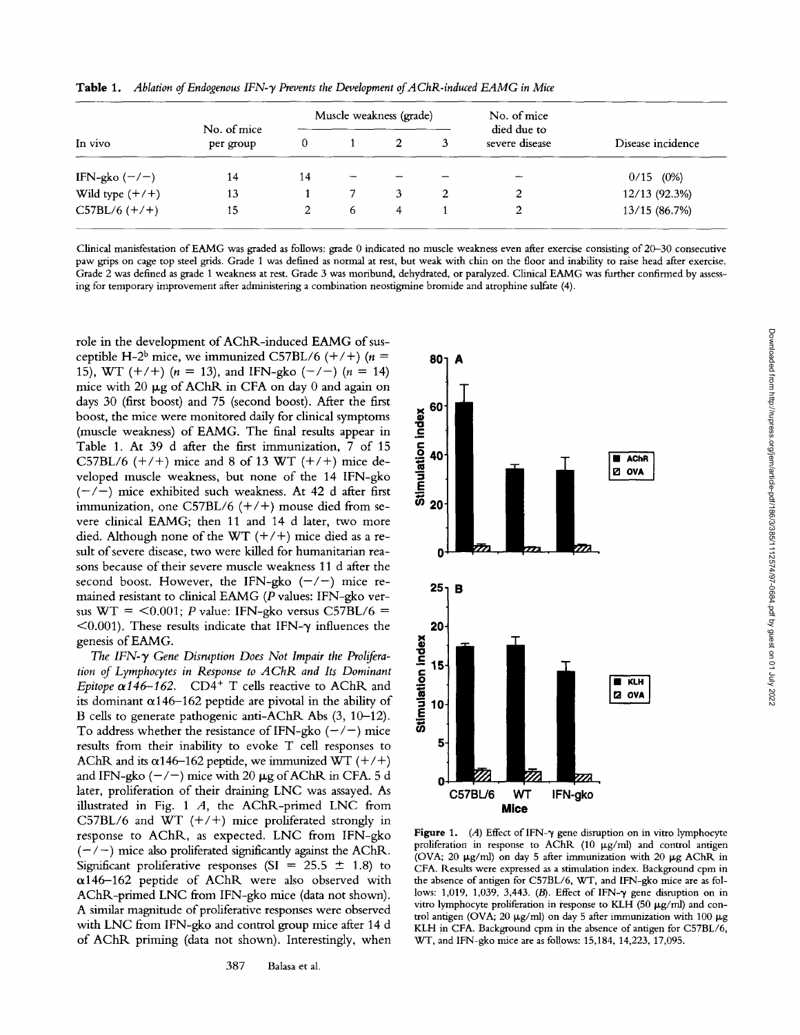**Table 1.** *Ablation of Endogenous IFN-γ Prevents the Development of AChR-induced EAMG in Mice*

| In vivo | No. of mice per group | Muscle weakness (grade) | | | | No. of mice died due to severe disease | Disease incidence |
|---|---|---|---|---|---|---|---|
| | | 0 | 1 | 2 | 3 | | |
| IFN-gko (−/−) | 14 | 14 | – | – | – | – | 0/15 (0%) |
| Wild type (+/+) | 13 | 1 | 7 | 3 | 2 | 2 | 12/13 (92.3%) |
| C57BL/6 (+/+) | 15 | 2 | 6 | 4 | 1 | 2 | 13/15 (86.7%) |

Clinical manisfestation of EAMG was graded as follows: grade 0 indicated no muscle weakness even after exercise consisting of 20–30 consecutive paw grips on cage top steel grids. Grade 1 was defined as normal at rest, but weak with chin on the floor and inability to raise head after exercise. Grade 2 was defined as grade 1 weakness at rest. Grade 3 was moribund, dehydrated, or paralyzed. Clinical EAMG was further confirmed by assessing for temporary improvement after administering a combination neostigmine bromide and atrophine sulfate (4).

role in the development of AChR-induced EAMG of susceptible H-2$^b$ mice, we immunized C57BL/6 (+/+) ($n$ = 15), WT (+/+) ($n$ = 13), and IFN-gko (−/−) ($n$ = 14) mice with 20 μg of AChR in CFA on day 0 and again on days 30 (first boost) and 75 (second boost). After the first boost, the mice were monitored daily for clinical symptoms (muscle weakness) of EAMG. The final results appear in Table 1. At 39 d after the first immunization, 7 of 15 C57BL/6 (+/+) mice and 8 of 13 WT (+/+) mice developed muscle weakness, but none of the 14 IFN-gko (−/−) mice exhibited such weakness. At 42 d after first immunization, one C57BL/6 (+/+) mouse died from severe clinical EAMG; then 11 and 14 d later, two more died. Although none of the WT (+/+) mice died as a result of severe disease, two were killed for humanitarian reasons because of their severe muscle weakness 11 d after the second boost. However, the IFN-gko (−/−) mice remained resistant to clinical EAMG ($P$ values: IFN-gko versus WT = <0.001; $P$ value: IFN-gko versus C57BL/6 = <0.001). These results indicate that IFN-γ influences the genesis of EAMG.

*The IFN-γ Gene Disruption Does Not Impair the Proliferation of Lymphocytes in Response to AChR and Its Dominant Epitope α146–162.* CD4$^+$ T cells reactive to AChR and its dominant α146–162 peptide are pivotal in the ability of B cells to generate pathogenic anti-AChR Abs (3, 10–12). To address whether the resistance of IFN-gko (−/−) mice results from their inability to evoke T cell responses to AChR and its α146–162 peptide, we immunized WT (+/+) and IFN-gko (−/−) mice with 20 μg of AChR in CFA. 5 d later, proliferation of their draining LNC was assayed. As illustrated in Fig. 1 *A*, the AChR-primed LNC from C57BL/6 and WT (+/+) mice proliferated strongly in response to AChR, as expected. LNC from IFN-gko (−/−) mice also proliferated significantly against the AChR. Significant proliferative responses (SI = 25.5 ± 1.8) to α146–162 peptide of AChR were also observed with AChR-primed LNC from IFN-gko mice (data not shown). A similar magnitude of proliferative responses were observed with LNC from IFN-gko and control group mice after 14 d of AChR priming (data not shown). Interestingly, when

**Figure 1.** (*A*) Effect of IFN-γ gene disruption on in vitro lymphocyte proliferation in response to AChR (10 μg/ml) and control antigen (OVA; 20 μg/ml) on day 5 after immunization with 20 μg AChR in CFA. Results were expressed as a stimulation index. Background cpm in the absence of antigen for C57BL/6, WT, and IFN-gko mice are as follows: 1,019, 1,039, 3,443. (*B*). Effect of IFN-γ gene disruption on in vitro lymphocyte proliferation in response to KLH (50 μg/ml) and control antigen (OVA; 20 μg/ml) on day 5 after immunization with 100 μg KLH in CFA. Background cpm in the absence of antigen for C57BL/6, WT, and IFN-gko mice are as follows: 15,184, 14,223, 17,095.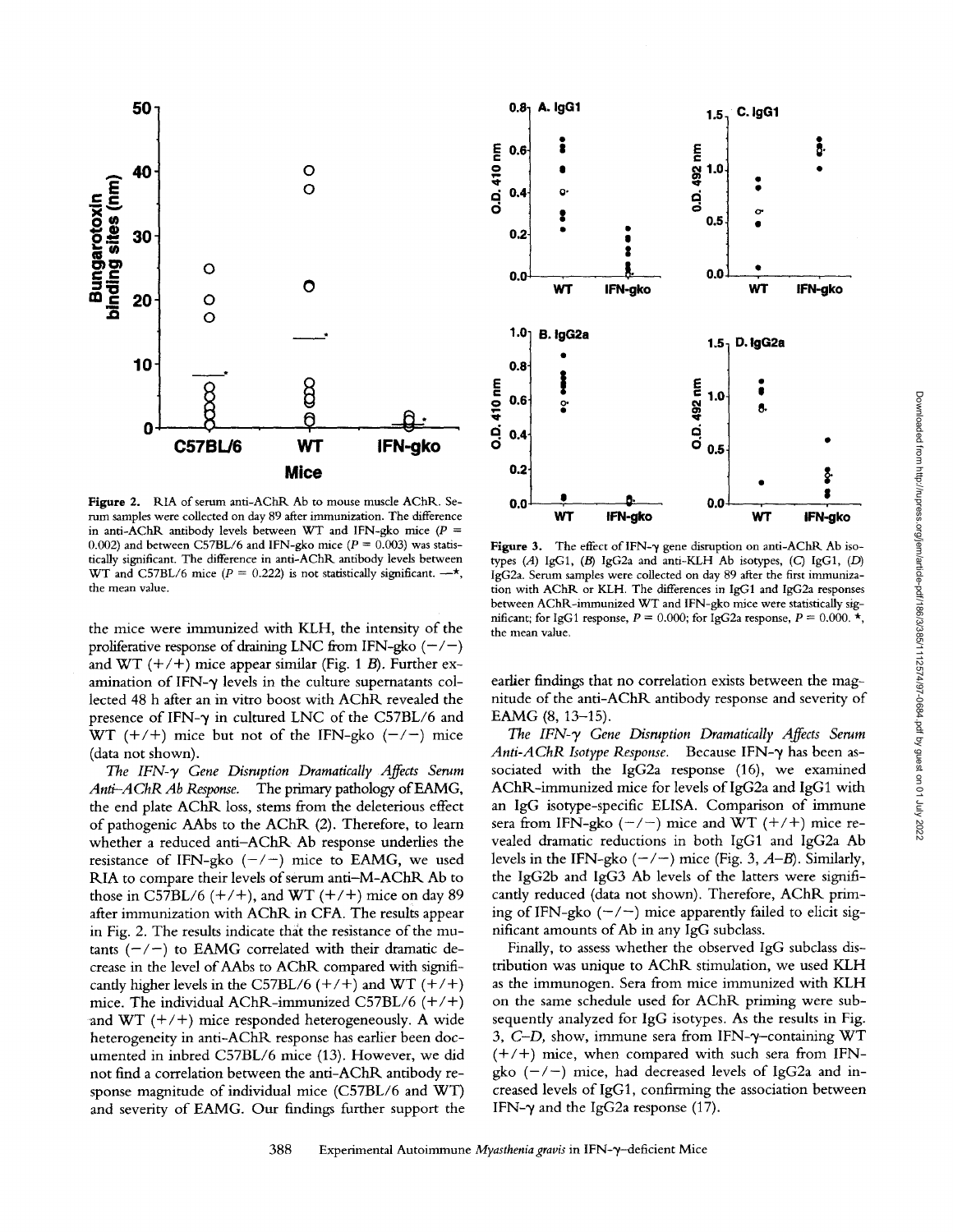**Figure 2.** RIA of serum anti-AChR Ab to mouse muscle AChR. Serum samples were collected on day 89 after immunization. The difference in anti-AChR antibody levels between WT and IFN-gko mice ($P$ = 0.002) and between C57BL/6 and IFN-gko mice ($P$ = 0.003) was statistically significant. The difference in anti-AChR antibody levels between WT and C57BL/6 mice ($P$ = 0.222) is not statistically significant. —*, the mean value.

**Figure 3.** The effect of IFN-γ gene disruption on anti-AChR Ab isotypes (*A*) IgG1, (*B*) IgG2a and anti-KLH Ab isotypes, (*C*) IgG1, (*D*) IgG2a. Serum samples were collected on day 89 after the first immunization with AChR or KLH. The differences in IgG1 and IgG2a responses between AChR-immunized WT and IFN-gko mice were statistically significant; for IgG1 response, $P$ = 0.000; for IgG2a response, $P$ = 0.000. *, the mean value.

the mice were immunized with KLH, the intensity of the proliferative response of draining LNC from IFN-gko (−/−) and WT (+/+) mice appear similar (Fig. 1 *B*). Further examination of IFN-γ levels in the culture supernatants collected 48 h after an in vitro boost with AChR revealed the presence of IFN-γ in cultured LNC of the C57BL/6 and WT (+/+) mice but not of the IFN-gko (−/−) mice (data not shown).

*The IFN-γ Gene Disruption Dramatically Affects Serum Anti-AChR Ab Response.* The primary pathology of EAMG, the end plate AChR loss, stems from the deleterious effect of pathogenic AAbs to the AChR (2). Therefore, to learn whether a reduced anti-AChR Ab response underlies the resistance of IFN-gko (−/−) mice to EAMG, we used RIA to compare their levels of serum anti-M-AChR Ab to those in C57BL/6 (+/+), and WT (+/+) mice on day 89 after immunization with AChR in CFA. The results appear in Fig. 2. The results indicate that the resistance of the mutants (−/−) to EAMG correlated with their dramatic decrease in the level of AAbs to AChR compared with significantly higher levels in the C57BL/6 (+/+) and WT (+/+) mice. The individual AChR-immunized C57BL/6 (+/+) and WT (+/+) mice responded heterogeneously. A wide heterogeneity in anti-AChR response has earlier been documented in inbred C57BL/6 mice (13). However, we did not find a correlation between the anti-AChR antibody response magnitude of individual mice (C57BL/6 and WT) and severity of EAMG. Our findings further support the earlier findings that no correlation exists between the magnitude of the anti-AChR antibody response and severity of EAMG (8, 13–15).

*The IFN-γ Gene Disruption Dramatically Affects Serum Anti-AChR Isotype Response.* Because IFN-γ has been associated with the IgG2a response (16), we examined AChR-immunized mice for levels of IgG2a and IgG1 with an IgG isotype-specific ELISA. Comparison of immune sera from IFN-gko (−/−) mice and WT (+/+) mice revealed dramatic reductions in both IgG1 and IgG2a Ab levels in the IFN-gko (−/−) mice (Fig. 3, *A–B*). Similarly, the IgG2b and IgG3 Ab levels of the latters were significantly reduced (data not shown). Therefore, AChR priming of IFN-gko (−/−) mice apparently failed to elicit significant amounts of Ab in any IgG subclass.

Finally, to assess whether the observed IgG subclass distribution was unique to AChR stimulation, we used KLH as the immunogen. Sera from mice immunized with KLH on the same schedule used for AChR priming were subsequently analyzed for IgG isotypes. As the results in Fig. 3, *C–D*, show, immune sera from IFN-γ–containing WT (+/+) mice, when compared with such sera from IFN-gko (−/−) mice, had decreased levels of IgG2a and increased levels of IgG1, confirming the association between IFN-γ and the IgG2a response (17).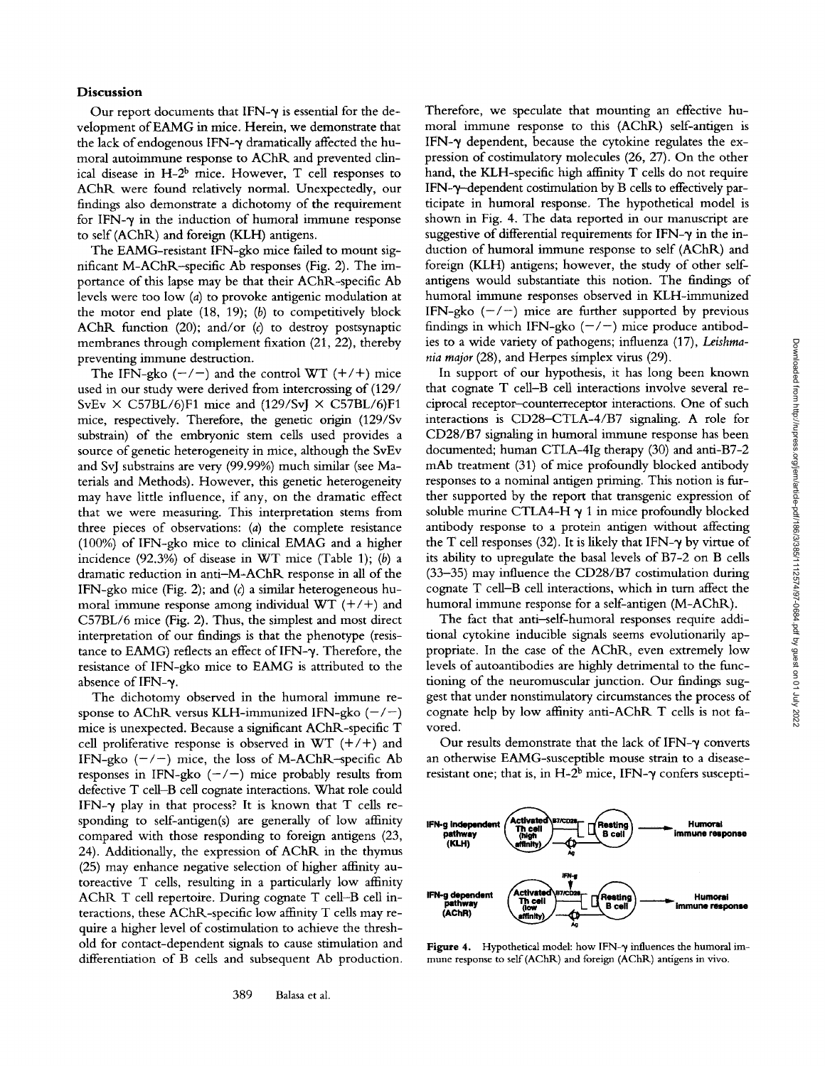## Discussion

Our report documents that IFN-γ is essential for the development of EAMG in mice. Herein, we demonstrate that the lack of endogenous IFN-γ dramatically affected the humoral autoimmune response to AChR and prevented clinical disease in H-2$^b$ mice. However, T cell responses to AChR were found relatively normal. Unexpectedly, our findings also demonstrate a dichotomy of the requirement for IFN-γ in the induction of humoral immune response to self (AChR) and foreign (KLH) antigens.

The EAMG-resistant IFN-gko mice failed to mount significant M-AChR–specific Ab responses (Fig. 2). The importance of this lapse may be that their AChR-specific Ab levels were too low (*a*) to provoke antigenic modulation at the motor end plate (18, 19); (*b*) to competitively block AChR function (20); and/or (*c*) to destroy postsynaptic membranes through complement fixation (21, 22), thereby preventing immune destruction.

The IFN-gko (−/−) and the control WT (+/+) mice used in our study were derived from intercrossing of (129/SvEv × C57BL/6)F1 mice and (129/SvJ × C57BL/6)F1 mice, respectively. Therefore, the genetic origin (129/Sv substrain) of the embryonic stem cells used provides a source of genetic heterogeneity in mice, although the SvEv and SvJ substrains are very (99.99%) much similar (see Materials and Methods). However, this genetic heterogeneity may have little influence, if any, on the dramatic effect that we were measuring. This interpretation stems from three pieces of observations: (*a*) the complete resistance (100%) of IFN-gko mice to clinical EMAG and a higher incidence (92.3%) of disease in WT mice (Table 1); (*b*) a dramatic reduction in anti–M-AChR response in all of the IFN-gko mice (Fig. 2); and (*c*) a similar heterogeneous humoral immune response among individual WT (+/+) and C57BL/6 mice (Fig. 2). Thus, the simplest and most direct interpretation of our findings is that the phenotype (resistance to EAMG) reflects an effect of IFN-γ. Therefore, the resistance of IFN-gko mice to EAMG is attributed to the absence of IFN-γ.

The dichotomy observed in the humoral immune response to AChR versus KLH-immunized IFN-gko (−/−) mice is unexpected. Because a significant AChR-specific T cell proliferative response is observed in WT (+/+) and IFN-gko (−/−) mice, the loss of M-AChR–specific Ab responses in IFN-gko (−/−) mice probably results from defective T cell–B cell cognate interactions. What role could IFN-γ play in that process? It is known that T cells responding to self-antigen(s) are generally of low affinity compared with those responding to foreign antigens (23, 24). Additionally, the expression of AChR in the thymus (25) may enhance negative selection of higher affinity autoreactive T cells, resulting in a particularly low affinity AChR T cell repertoire. During cognate T cell–B cell interactions, these AChR-specific low affinity T cells may require a higher level of costimulation to achieve the threshold for contact-dependent signals to cause stimulation and differentiation of B cells and subsequent Ab production. Therefore, we speculate that mounting an effective humoral immune response to this (AChR) self-antigen is IFN-γ dependent, because the cytokine regulates the expression of costimulatory molecules (26, 27). On the other hand, the KLH-specific high affinity T cells do not require IFN-γ–dependent costimulation by B cells to effectively participate in humoral response. The hypothetical model is shown in Fig. 4. The data reported in our manuscript are suggestive of differential requirements for IFN-γ in the induction of humoral immune response to self (AChR) and foreign (KLH) antigens; however, the study of other self-antigens would substantiate this notion. The findings of humoral immune responses observed in KLH-immunized IFN-gko (−/−) mice are further supported by previous findings in which IFN-gko (−/−) mice produce antibodies to a wide variety of pathogens; influenza (17), *Leishmania major* (28), and Herpes simplex virus (29).

In support of our hypothesis, it has long been known that cognate T cell–B cell interactions involve several reciprocal receptor–counterreceptor interactions. One of such interactions is CD28–CTLA-4/B7 signaling. A role for CD28/B7 signaling in humoral immune response has been documented; human CTLA-4Ig therapy (30) and anti-B7-2 mAb treatment (31) of mice profoundly blocked antibody responses to a nominal antigen priming. This notion is further supported by the report that transgenic expression of soluble murine CTLA4-H γ 1 in mice profoundly blocked antibody response to a protein antigen without affecting the T cell responses (32). It is likely that IFN-γ by virtue of its ability to upregulate the basal levels of B7-2 on B cells (33–35) may influence the CD28/B7 costimulation during cognate T cell–B cell interactions, which in turn affect the humoral immune response for a self-antigen (M-AChR).

The fact that anti–self-humoral responses require additional cytokine inducible signals seems evolutionarily appropriate. In the case of the AChR, even extremely low levels of autoantibodies are highly detrimental to the functioning of the neuromuscular junction. Our findings suggest that under nonstimulatory circumstances the process of cognate help by low affinity anti-AChR T cells is not favored.

Our results demonstrate that the lack of IFN-γ converts an otherwise EAMG-susceptible mouse strain to a disease-resistant one; that is, in H-2$^b$ mice, IFN-γ confers suscepti-

**Figure 4.** Hypothetical model: how IFN-γ influences the humoral immune response to self (AChR) and foreign (AChR) antigens in vivo.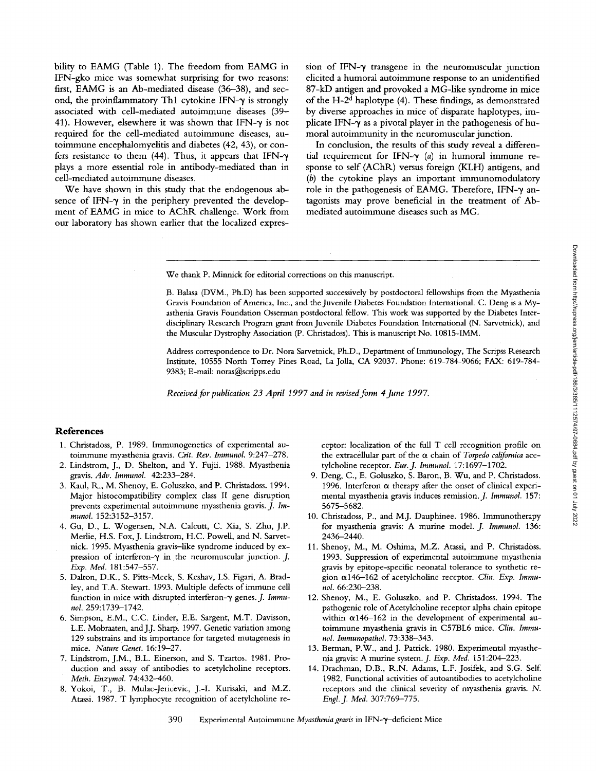bility to EAMG (Table 1). The freedom from EAMG in IFN-gko mice was somewhat surprising for two reasons: first, EAMG is an Ab-mediated disease (36–38), and second, the proinflammatory Th1 cytokine IFN-γ is strongly associated with cell-mediated autoimmune diseases (39–41). However, elsewhere it was shown that IFN-γ is not required for the cell-mediated autoimmune diseases, autoimmune encephalomyelitis and diabetes (42, 43), or confers resistance to them (44). Thus, it appears that IFN-γ plays a more essential role in antibody-mediated than in cell-mediated autoimmune diseases.

We have shown in this study that the endogenous absence of IFN-γ in the periphery prevented the development of EAMG in mice to AChR challenge. Work from our laboratory has shown earlier that the localized expression of IFN-γ transgene in the neuromuscular junction elicited a humoral autoimmune response to an unidentified 87-kD antigen and provoked a MG-like syndrome in mice of the H-2[d] haplotype (4). These findings, as demonstrated by diverse approaches in mice of disparate haplotypes, implicate IFN-γ as a pivotal player in the pathogenesis of humoral autoimmunity in the neuromuscular junction.

In conclusion, the results of this study reveal a differential requirement for IFN-γ (*a*) in humoral immune response to self (AChR) versus foreign (KLH) antigens, and (*b*) the cytokine plays an important immunomodulatory role in the pathogenesis of EAMG. Therefore, IFN-γ antagonists may prove beneficial in the treatment of Ab-mediated autoimmune diseases such as MG.

---

We thank P. Minnick for editorial corrections on this manuscript.

B. Balasa (DVM., Ph.D) has been supported successively by postdoctoral fellowships from the Myasthenia Gravis Foundation of America, Inc., and the Juvenile Diabetes Foundation International. C. Deng is a Myasthenia Gravis Foundation Osserman postdoctoral fellow. This work was supported by the Diabetes Interdisciplinary Research Program grant from Juvenile Diabetes Foundation International (N. Sarvetnick), and the Muscular Dystrophy Association (P. Christadoss). This is manuscript No. 10815-IMM.

Address correspondence to Dr. Nora Sarvetnick, Ph.D., Department of Immunology, The Scripss Research Institute, 10555 North Torrey Pines Road, La Jolla, CA 92037. Phone: 619-784-9066; FAX: 619-784-9383; E-mail: noras@scripps.edu

*Received for publication 23 April 1997 and in revised form 4 June 1997.*

## References

1. Christadoss, P. 1989. Immunogenetics of experimental autoimmune myasthenia gravis. *Crit. Rev. Immunol.* 9:247–278.
2. Lindstrom, J., D. Shelton, and Y. Fujii. 1988. Myasthenia gravis. *Adv. Immunol.* 42:233–284.
3. Kaul, R., M. Shenoy, E. Goluszko, and P. Christadoss. 1994. Major histocompatibility complex class II gene disruption prevents experimental autoimmune myasthenia gravis. *J. Immunol.* 152:3152–3157.
4. Gu, D., L. Wogensen, N.A. Calcutt, C. Xia, S. Zhu, J.P. Merlie, H.S. Fox, J. Lindstrom, H.C. Powell, and N. Sarvetnick. 1995. Myasthenia gravis–like syndrome induced by expression of interferon-γ in the neuromuscular junction. *J. Exp. Med.* 181:547–557.
5. Dalton, D.K., S. Pitts-Meek, S. Keshav, I.S. Figari, A. Bradley, and T.A. Stewart. 1993. Multiple defects of immune cell function in mice with disrupted interferon-γ genes. *J. Immunol.* 259:1739–1742.
6. Simpson, E.M., C.C. Linder, E.E. Sargent, M.T. Davisson, L.E. Mobraaten, and J.J. Sharp. 1997. Genetic variation among 129 substrains and its importance for targeted mutagenesis in mice. *Nature Genet.* 16:19–27.
7. Lindstrom, J.M., B.L. Einerson, and S. Tzartos. 1981. Production and assay of antibodies to acetylcholine receptors. *Meth. Enzymol.* 74:432–460.
8. Yokoi, T., B. Mulac-Jericĕvic, J.-I. Kurisaki, and M.Z. Atassi. 1987. T lymphocyte recognition of acetylcholine receptor: localization of the full T cell recognition profile on the extracellular part of the α chain of *Torpedo californica* acetylcholine receptor. *Eur. J. Immunol.* 17:1697–1702.
9. Deng, C., E. Goluszko, S. Baron, B. Wu, and P. Christadoss. 1996. Interferon α therapy after the onset of clinical experimental myasthenia gravis induces remission. *J. Immunol.* 157: 5675–5682.
10. Christadoss, P., and M.J. Dauphinee. 1986. Immunotherapy for myasthenia gravis: A murine model. *J. Immunol.* 136: 2436–2440.
11. Shenoy, M., M. Oshima, M.Z. Atassi, and P. Christadoss. 1993. Suppression of experimental autoimmune myasthenia gravis by epitope-specific neonatal tolerance to synthetic region α146–162 of acetylcholine receptor. *Clin. Exp. Immunol.* 66:230–238.
12. Shenoy, M., E. Goluszko, and P. Christadoss. 1994. The pathogenic role of Acetylcholine receptor alpha chain epitope within α146–162 in the development of experimental autoimmune myasthenia gravis in C57BL6 mice. *Clin. Immunol. Immunopathol.* 73:338–343.
13. Berman, P.W., and J. Patrick. 1980. Experimental myasthenia gravis: A murine system. *J. Exp. Med.* 151:204–223.
14. Drachman, D.B., R.N. Adams, L.F. Josifek, and S.G. Self. 1982. Functional activities of autoantibodies to acetylcholine receptors and the clinical severity of myasthenia gravis. *N. Engl. J. Med.* 307:769–775.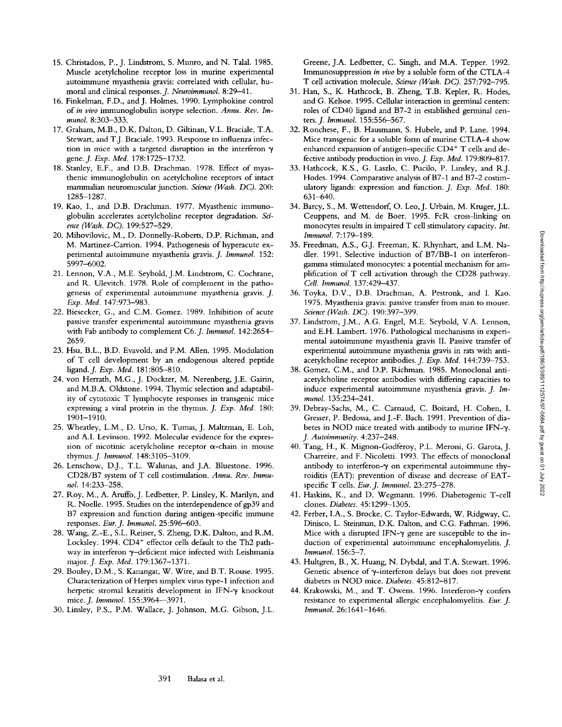15. Christadoss, P., J. Lindstrom, S. Munro, and N. Talal. 1985. Muscle acetylcholine receptor loss in murine experimental autoimmune myasthenia gravis: correlated with cellular, humoral and clinical responses. *J. Neuroimmunol.* 8:29–41.
16. Finkelman, F.D., and J. Holmes. 1990. Lymphokine control of *in vivo* immunoglobulin isotype selection. *Annu. Rev. Immunol.* 8:303–333.
17. Graham, M.B., D.K. Dalton, D. Giltinan, V.L. Braciale, T.A. Stewart, and T.J. Braciale. 1993. Response to influenza infection in mice with a targeted disruption in the interferon γ gene. *J. Exp. Med.* 178:1725–1732.
18. Stanley, E.F., and D.B. Drachman. 1978. Effect of myasthenic immunoglobulin on acetylcholine receptors of intact mammalian neuromuscular junction. *Science (Wash. DC).* 200: 1285–1287.
19. Kao, I., and D.B. Drachman. 1977. Myasthenic immunoglobulin accelerates acetylcholine receptor degradation. *Science (Wash. DC).* 199:527–529.
20. Mihovilovic, M., D. Donnelly-Roberts, D.P. Richman, and M. Martinez-Carrion. 1994. Pathogenesis of hyperacute experimental autoimmune myasthenia gravis. *J. Immunol.* 152: 5997–6002.
21. Lennon, V.A., M.E. Seybold, J.M. Lindstrom, C. Cochrane, and R. Ulevitch. 1978. Role of complement in the pathogenesis of experimental autoimmune myasthenia gravis. *J. Exp. Med.* 147:973–983.
22. Biesecker, G., and C.M. Gomez. 1989. Inhibition of acute passive transfer experimental autoimmune myasthenia gravis with Fab antibody to complement C6. *J. Immunol.* 142:2654–2659.
23. Hsu, B.L., B.D. Evavold, and P.M. Allen. 1995. Modulation of T cell development by an endogenous altered peptide ligand. *J. Exp. Med.* 181:805–810.
24. von Herrath, M.G., J. Dockter, M. Nerenberg, J.E. Gairin, and M.B.A. Oldstone. 1994. Thymic selection and adaptability of cytotoxic T lymphocyte responses in transgenic mice expressing a viral protein in the thymus. *J. Exp. Med.* 180: 1901–1910.
25. Wheatley, L.M., D. Urso, K. Tumas, J. Maltzman, E. Loh, and A.I. Levinson. 1992. Molecular evidence for the expression of nicotinic acetylcholine receptor α-chain in mouse thymus. *J. Immunol.* 148:3105–3109.
26. Lenschow, D.J., T.L. Walunas, and J.A. Bluestone. 1996. CD28/B7 system of T cell costimulation. *Annu. Rev. Immunol.* 14:233–258.
27. Roy, M., A. Aruffo, J. Ledbetter, P. Linsley, K. Marilyn, and R. Noelle. 1995. Studies on the interdependence of gp39 and B7 expression and function during antigen-specific immune responses. *Eur. J. Immunol.* 25:596–603.
28. Wang, Z.-E., S.L. Reiner, S. Zheng, D.K. Dalton, and R.M. Locksley. 1994. CD4+ effector cells default to the Th2 pathway in interferon γ-deficient mice infected with Leishmania major. *J. Exp. Med.* 179:1367–1371.
29. Bouley, D.M., S. Kanangat, W. Wire, and B.T. Rouse. 1995. Characterization of Herpes simplex virus type-1 infection and herpetic stromal keratitis development in IFN-γ knockout mice. *J. Immunol.* 155:3964–3971.
30. Linsley, P.S., P.M. Wallace, J. Johnson, M.G. Gibson, J.L. Greene, J.A. Ledbetter, C. Singh, and M.A. Tepper. 1992. Immunosuppression *in vivo* by a soluble form of the CTLA-4 T cell activation molecule. *Science (Wash. DC).* 257:792–795.
31. Han, S., K. Hathcock, B. Zheng, T.B. Kepler, R. Hodes, and G. Kelsoe. 1995. Cellular interaction in germinal centers: roles of CD40 ligand and B7-2 in established germinal centers. *J. Immunol.* 155:556–567.
32. Ronchese, F., B. Hausmann, S. Hubele, and P. Lane. 1994. Mice transgenic for a soluble form of murine CTLA-4 show enhanced expansion of antigen-specific CD4+ T cells and defective antibody production in vivo. *J. Exp. Med.* 179:809–817.
33. Hathcock, K.S., G. Laszlo, C. Pucilo, P. Linsley, and R.J. Hodes. 1994. Comparative analysis of B7-1 and B7-2 costimulatory ligands: expression and function. *J. Exp. Med.* 180: 631–640.
34. Barcy, S., M. Wettendorff, O. Leo, J. Urbain, M. Kruger, J.L. Ceuppens, and M. de Boer. 1995. FcR cross-linking on monocytes results in impaired T cell stimulatory capacity. *Int. Immunol.* 7:179–189.
35. Freedman, A.S., G.J. Freeman, K. Rhynhart, and L.M. Nadler. 1991. Selective induction of B7/BB-1 on interferon-gamma stimulated monocytes: a potential mechanism for amplification of T cell activation through the CD28 pathway. *Cell. Immunol.* 137:429–437.
36. Toyka, D.V., D.B. Drachman, A. Pestronk, and I. Kao. 1975. Myasthenia gravis: passive transfer from man to mouse. *Science (Wash. DC).* 190:397–399.
37. Lindstrom, J.M., A.G. Engel, M.E. Seybold, V.A. Lennon, and E.H. Lambert. 1976. Pathological mechanisms in experimental autoimmune myasthenia gravis II. Passive transfer of experimental autoimmune myasthenia gravis in rats with anti-acetylcholine receptor antibodies. *J. Exp. Med.* 144:739–753.
38. Gomez, C.M., and D.P. Richman. 1985. Monoclonal anti-acetylcholine receptor antibodies with differing capacities to induce experimental autoimmune myasthenia gravis. *J. Immunol.* 135:234–241.
39. Debray-Sachs, M., C. Carnaud, C. Boitard, H. Cohen, I. Gresser, P. Bedossa, and J.-F. Bach. 1991. Prevention of diabetes in NOD mice treated with antibody to murine IFN-γ. *J. Autoimmunity.* 4:237–248.
40. Tang, H., K. Mignon-Godferoy, P.L. Meroni, G. Garota, J. Charreire, and F. Nicoletti. 1993. The effects of monoclonal antibody to interferon-γ on experimental autoimmune thyroiditis (EAT): prevention of disease and decrease of EAT-specific T cells. *Eur. J. Immunol.* 23:275–278.
41. Haskins, K., and D. Wegmann. 1996. Diabetogenic T-cell clones. *Diabetes.* 45:1299–1305.
42. Ferber, I.A., S. Brocke, C. Taylor-Edwards, W. Ridgway, C. Dinisco, L. Steinman, D.K. Dalton, and C.G. Fathman. 1996. Mice with a disrupted IFN-γ gene are susceptible to the induction of experimental autoimmune encephalomyelitis. *J. Immunol.* 156:5–7.
43. Hultgren, B., X. Huang, N. Dybdal, and T.A. Stewart. 1996. Genetic absence of γ-interferon delays but does not prevent diabetes in NOD mice. *Diabetes.* 45:812–817.
44. Krakowski, M., and T. Owens. 1996. Interferon-γ confers resistance to experimental allergic encephalomyelitis. *Eur. J. Immunol.* 26:1641–1646.